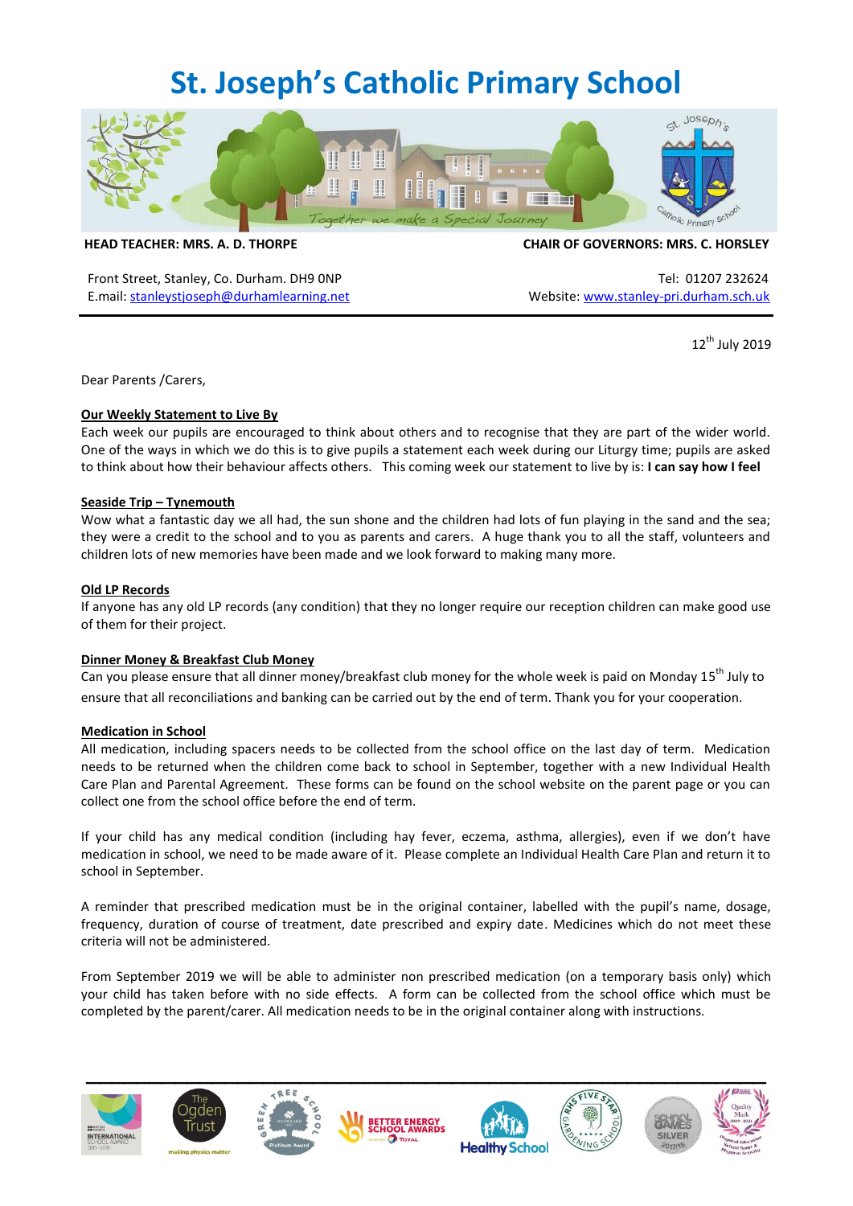# St. Joseph's Catholic Primary School

**HEAD TEACHER: MRS. A. D. THORPE** | **CHAIR OF GOVERNORS: MRS. C. HORSLEY**

Front Street, Stanley, Co. Durham. DH9 0NP
E.mail: stanleystjoseph@durhamlearning.net

Tel: 01207 232624
Website: www.stanley-pri.durham.sch.uk

12th July 2019

Dear Parents /Carers,

**Our Weekly Statement to Live By**

Each week our pupils are encouraged to think about others and to recognise that they are part of the wider world. One of the ways in which we do this is to give pupils a statement each week during our Liturgy time; pupils are asked to think about how their behaviour affects others. This coming week our statement to live by is: **I can say how I feel**

**Seaside Trip – Tynemouth**

Wow what a fantastic day we all had, the sun shone and the children had lots of fun playing in the sand and the sea; they were a credit to the school and to you as parents and carers. A huge thank you to all the staff, volunteers and children lots of new memories have been made and we look forward to making many more.

**Old LP Records**

If anyone has any old LP records (any condition) that they no longer require our reception children can make good use of them for their project.

**Dinner Money & Breakfast Club Money**

Can you please ensure that all dinner money/breakfast club money for the whole week is paid on Monday 15th July to ensure that all reconciliations and banking can be carried out by the end of term. Thank you for your cooperation.

**Medication in School**

All medication, including spacers needs to be collected from the school office on the last day of term. Medication needs to be returned when the children come back to school in September, together with a new Individual Health Care Plan and Parental Agreement. These forms can be found on the school website on the parent page or you can collect one from the school office before the end of term.

If your child has any medical condition (including hay fever, eczema, asthma, allergies), even if we don't have medication in school, we need to be made aware of it. Please complete an Individual Health Care Plan and return it to school in September.

A reminder that prescribed medication must be in the original container, labelled with the pupil's name, dosage, frequency, duration of course of treatment, date prescribed and expiry date. Medicines which do not meet these criteria will not be administered.

From September 2019 we will be able to administer non prescribed medication (on a temporary basis only) which your child has taken before with no side effects. A form can be collected from the school office which must be completed by the parent/carer. All medication needs to be in the original container along with instructions.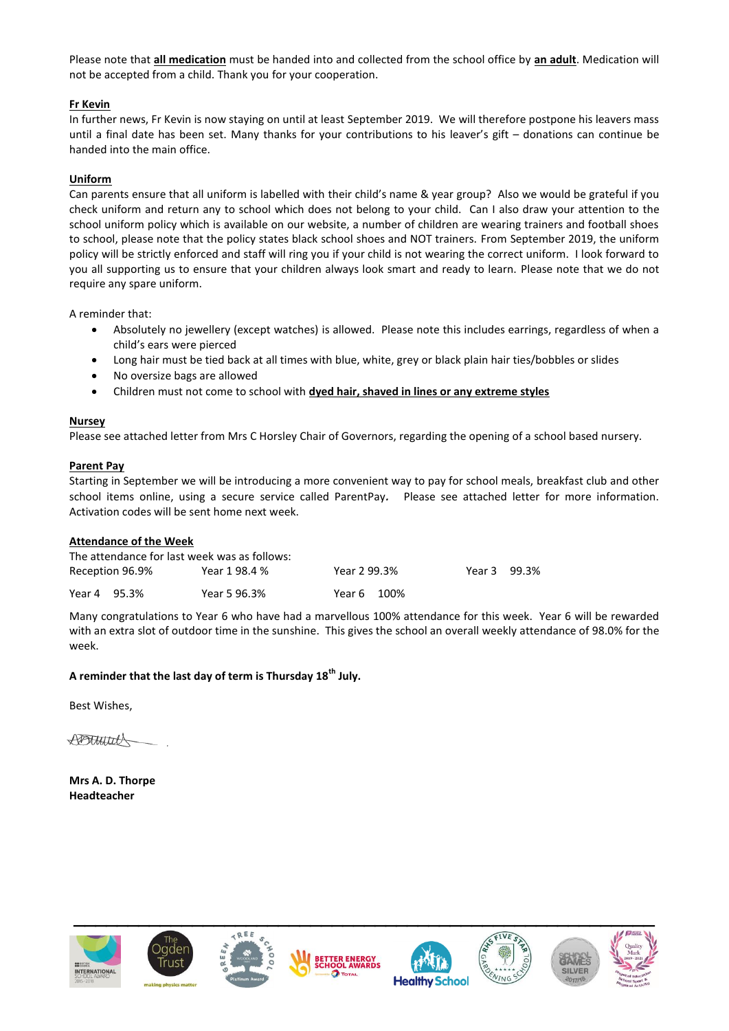Please note that **all medication** must be handed into and collected from the school office by **an adult**. Medication will not be accepted from a child. Thank you for your cooperation.

**Fr Kevin**

In further news, Fr Kevin is now staying on until at least September 2019. We will therefore postpone his leavers mass until a final date has been set. Many thanks for your contributions to his leaver's gift – donations can continue be handed into the main office.

**Uniform**

Can parents ensure that all uniform is labelled with their child's name & year group? Also we would be grateful if you check uniform and return any to school which does not belong to your child. Can I also draw your attention to the school uniform policy which is available on our website, a number of children are wearing trainers and football shoes to school, please note that the policy states black school shoes and NOT trainers. From September 2019, the uniform policy will be strictly enforced and staff will ring you if your child is not wearing the correct uniform. I look forward to you all supporting us to ensure that your children always look smart and ready to learn. Please note that we do not require any spare uniform.

A reminder that:

- Absolutely no jewellery (except watches) is allowed. Please note this includes earrings, regardless of when a child's ears were pierced
- Long hair must be tied back at all times with blue, white, grey or black plain hair ties/bobbles or slides
- No oversize bags are allowed
- Children must not come to school with **dyed hair, shaved in lines or any extreme styles**

**Nursey**

Please see attached letter from Mrs C Horsley Chair of Governors, regarding the opening of a school based nursery.

**Parent Pay**

Starting in September we will be introducing a more convenient way to pay for school meals, breakfast club and other school items online, using a secure service called ParentPay. Please see attached letter for more information. Activation codes will be sent home next week.

**Attendance of the Week**

The attendance for last week was as follows:

| | | | |
|---|---|---|---|
| Reception 96.9% | Year 1 98.4 % | Year 2 99.3% | Year 3 99.3% |
| Year 4 95.3% | Year 5 96.3% | Year 6 100% | |

Many congratulations to Year 6 who have had a marvellous 100% attendance for this week. Year 6 will be rewarded with an extra slot of outdoor time in the sunshine. This gives the school an overall weekly attendance of 98.0% for the week.

**A reminder that the last day of term is Thursday 18th July.**

Best Wishes,

**Mrs A. D. Thorpe**
**Headteacher**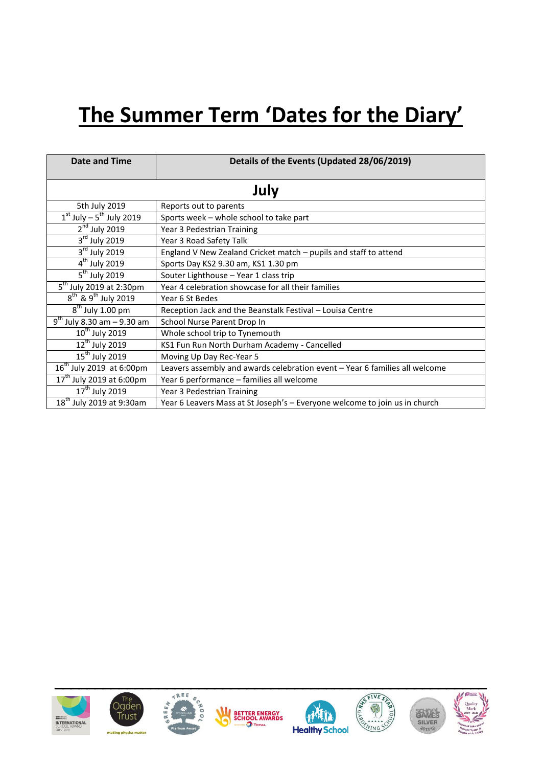# The Summer Term 'Dates for the Diary'

| Date and Time | Details of the Events (Updated 28/06/2019) |
|---|---|
| **July** | |
| 5th July 2019 | Reports out to parents |
| 1st July – 5th July 2019 | Sports week – whole school to take part |
| 2nd July 2019 | Year 3 Pedestrian Training |
| 3rd July 2019 | Year 3 Road Safety Talk |
| 3rd July 2019 | England V New Zealand Cricket match – pupils and staff to attend |
| 4th July 2019 | Sports Day KS2 9.30 am, KS1 1.30 pm |
| 5th July 2019 | Souter Lighthouse – Year 1 class trip |
| 5th July 2019 at 2:30pm | Year 4 celebration showcase for all their families |
| 8th & 9th July 2019 | Year 6 St Bedes |
| 8th July 1.00 pm | Reception Jack and the Beanstalk Festival – Louisa Centre |
| 9th July 8.30 am – 9.30 am | School Nurse Parent Drop In |
| 10th July 2019 | Whole school trip to Tynemouth |
| 12th July 2019 | KS1 Fun Run North Durham Academy - Cancelled |
| 15th July 2019 | Moving Up Day Rec-Year 5 |
| 16th July 2019 at 6:00pm | Leavers assembly and awards celebration event – Year 6 families all welcome |
| 17th July 2019 at 6:00pm | Year 6 performance – families all welcome |
| 17th July 2019 | Year 3 Pedestrian Training |
| 18th July 2019 at 9:30am | Year 6 Leavers Mass at St Joseph's – Everyone welcome to join us in church |